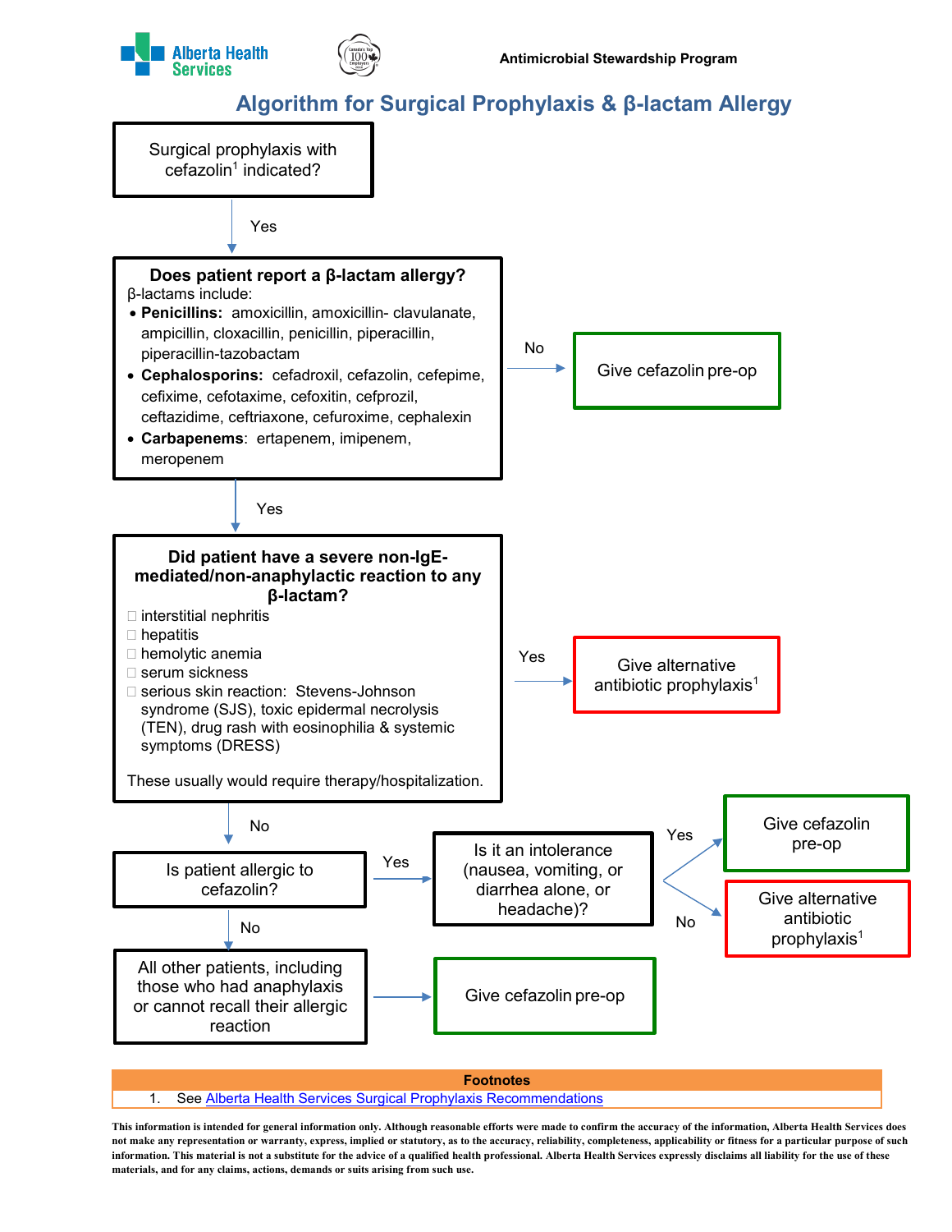Alberta Health Services

Antimicrobial Stewardship Program

# Algorithm for Surgical Prophylaxis & β-lactam Allergy

**Surgical prophylaxis with cefazolin[1] indicated?**

→ Yes

**Does patient report a β-lactam allergy?**

β-lactams include:

- **Penicillins:** amoxicillin, amoxicillin- clavulanate, ampicillin, cloxacillin, penicillin, piperacillin, piperacillin-tazobactam
- **Cephalosporins:** cefadroxil, cefazolin, cefepime, cefixime, cefotaxime, cefoxitin, cefprozil, ceftazidime, ceftriaxone, cefuroxime, cephalexin
- **Carbapenems**: ertapenem, imipenem, meropenem

→ No: **Give cefazolin pre-op**

→ Yes

**Did patient have a severe non-IgE-mediated/non-anaphylactic reaction to any β-lactam?**

- interstitial nephritis
- hepatitis
- hemolytic anemia
- serum sickness
- serious skin reaction: Stevens-Johnson syndrome (SJS), toxic epidermal necrolysis (TEN), drug rash with eosinophilia & systemic symptoms (DRESS)

These usually would require therapy/hospitalization.

→ Yes: **Give alternative antibiotic prophylaxis[1]**

→ No

**Is patient allergic to cefazolin?**

→ Yes: **Is it an intolerance (nausea, vomiting, or diarrhea alone, or headache)?**

- → Yes: **Give cefazolin pre-op**
- → No: **Give alternative antibiotic prophylaxis[1]**

→ No: **All other patients, including those who had anaphylaxis or cannot recall their allergic reaction**

→ **Give cefazolin pre-op**

**Footnotes**

1. See Alberta Health Services Surgical Prophylaxis Recommendations

This information is intended for general information only. Although reasonable efforts were made to confirm the accuracy of the information, Alberta Health Services does not make any representation or warranty, express, implied or statutory, as to the accuracy, reliability, completeness, applicability or fitness for a particular purpose of such information. This material is not a substitute for the advice of a qualified health professional. Alberta Health Services expressly disclaims all liability for the use of these materials, and for any claims, actions, demands or suits arising from such use.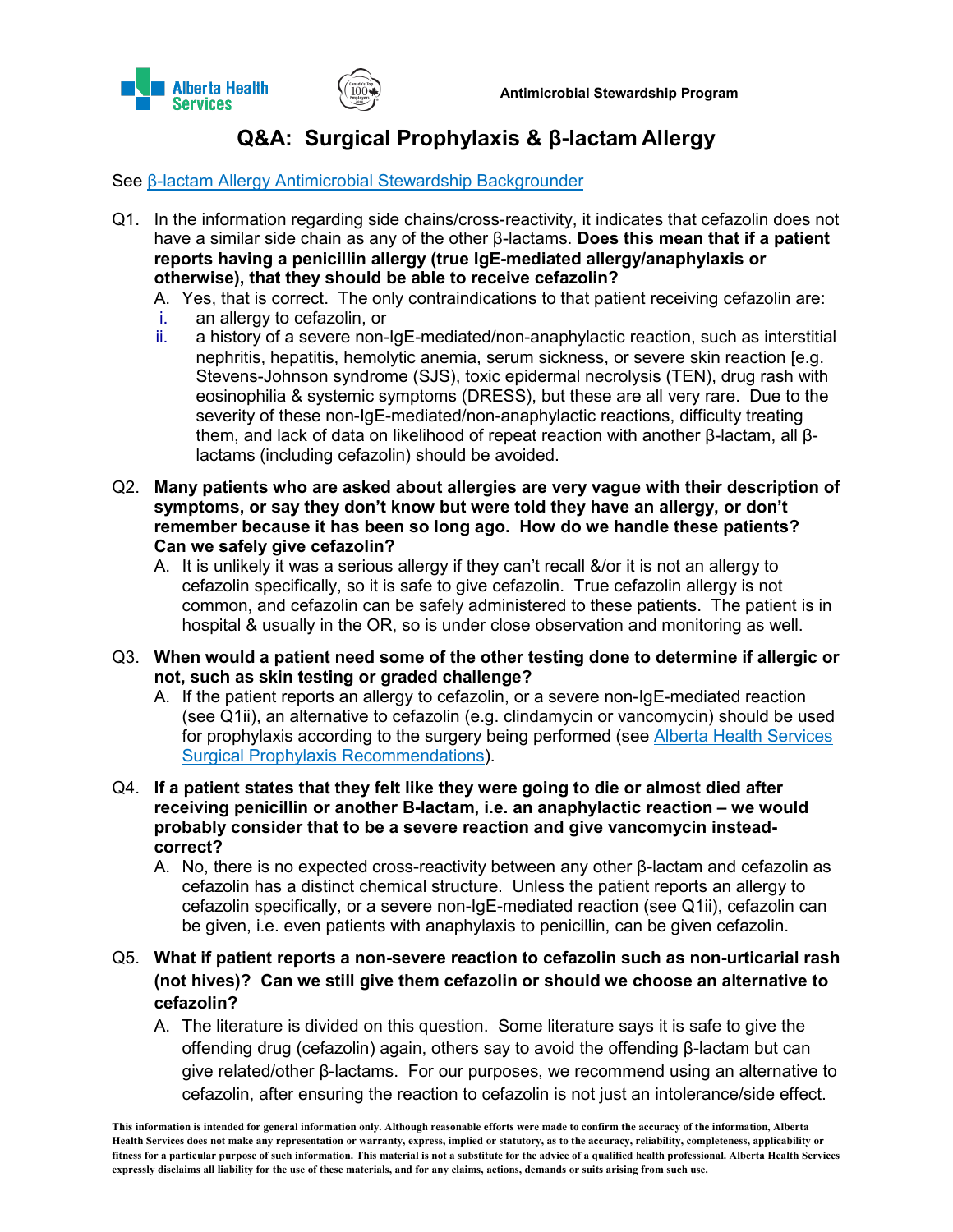Antimicrobial Stewardship Program

# Q&A: Surgical Prophylaxis & β-lactam Allergy

See [β-lactam Allergy Antimicrobial Stewardship Backgrounder](#)

Q1. In the information regarding side chains/cross-reactivity, it indicates that cefazolin does not have a similar side chain as any of the other β-lactams. **Does this mean that if a patient reports having a penicillin allergy (true IgE-mediated allergy/anaphylaxis or otherwise), that they should be able to receive cefazolin?**

A. Yes, that is correct. The only contraindications to that patient receiving cefazolin are:

i. an allergy to cefazolin, or

ii. a history of a severe non-IgE-mediated/non-anaphylactic reaction, such as interstitial nephritis, hepatitis, hemolytic anemia, serum sickness, or severe skin reaction [e.g. Stevens-Johnson syndrome (SJS), toxic epidermal necrolysis (TEN), drug rash with eosinophilia & systemic symptoms (DRESS), but these are all very rare. Due to the severity of these non-IgE-mediated/non-anaphylactic reactions, difficulty treating them, and lack of data on likelihood of repeat reaction with another β-lactam, all β-lactams (including cefazolin) should be avoided.

Q2. **Many patients who are asked about allergies are very vague with their description of symptoms, or say they don't know but were told they have an allergy, or don't remember because it has been so long ago. How do we handle these patients? Can we safely give cefazolin?**

A. It is unlikely it was a serious allergy if they can't recall &/or it is not an allergy to cefazolin specifically, so it is safe to give cefazolin. True cefazolin allergy is not common, and cefazolin can be safely administered to these patients. The patient is in hospital & usually in the OR, so is under close observation and monitoring as well.

Q3. **When would a patient need some of the other testing done to determine if allergic or not, such as skin testing or graded challenge?**

A. If the patient reports an allergy to cefazolin, or a severe non-IgE-mediated reaction (see Q1ii), an alternative to cefazolin (e.g. clindamycin or vancomycin) should be used for prophylaxis according to the surgery being performed (see [Alberta Health Services Surgical Prophylaxis Recommendations](#)).

Q4. **If a patient states that they felt like they were going to die or almost died after receiving penicillin or another B-lactam, i.e. an anaphylactic reaction – we would probably consider that to be a severe reaction and give vancomycin instead-correct?**

A. No, there is no expected cross-reactivity between any other β-lactam and cefazolin as cefazolin has a distinct chemical structure. Unless the patient reports an allergy to cefazolin specifically, or a severe non-IgE-mediated reaction (see Q1ii), cefazolin can be given, i.e. even patients with anaphylaxis to penicillin, can be given cefazolin.

Q5. **What if patient reports a non-severe reaction to cefazolin such as non-urticarial rash (not hives)? Can we still give them cefazolin or should we choose an alternative to cefazolin?**

A. The literature is divided on this question. Some literature says it is safe to give the offending drug (cefazolin) again, others say to avoid the offending β-lactam but can give related/other β-lactams. For our purposes, we recommend using an alternative to cefazolin, after ensuring the reaction to cefazolin is not just an intolerance/side effect.

**This information is intended for general information only. Although reasonable efforts were made to confirm the accuracy of the information, Alberta Health Services does not make any representation or warranty, express, implied or statutory, as to the accuracy, reliability, completeness, applicability or fitness for a particular purpose of such information. This material is not a substitute for the advice of a qualified health professional. Alberta Health Services expressly disclaims all liability for the use of these materials, and for any claims, actions, demands or suits arising from such use.**